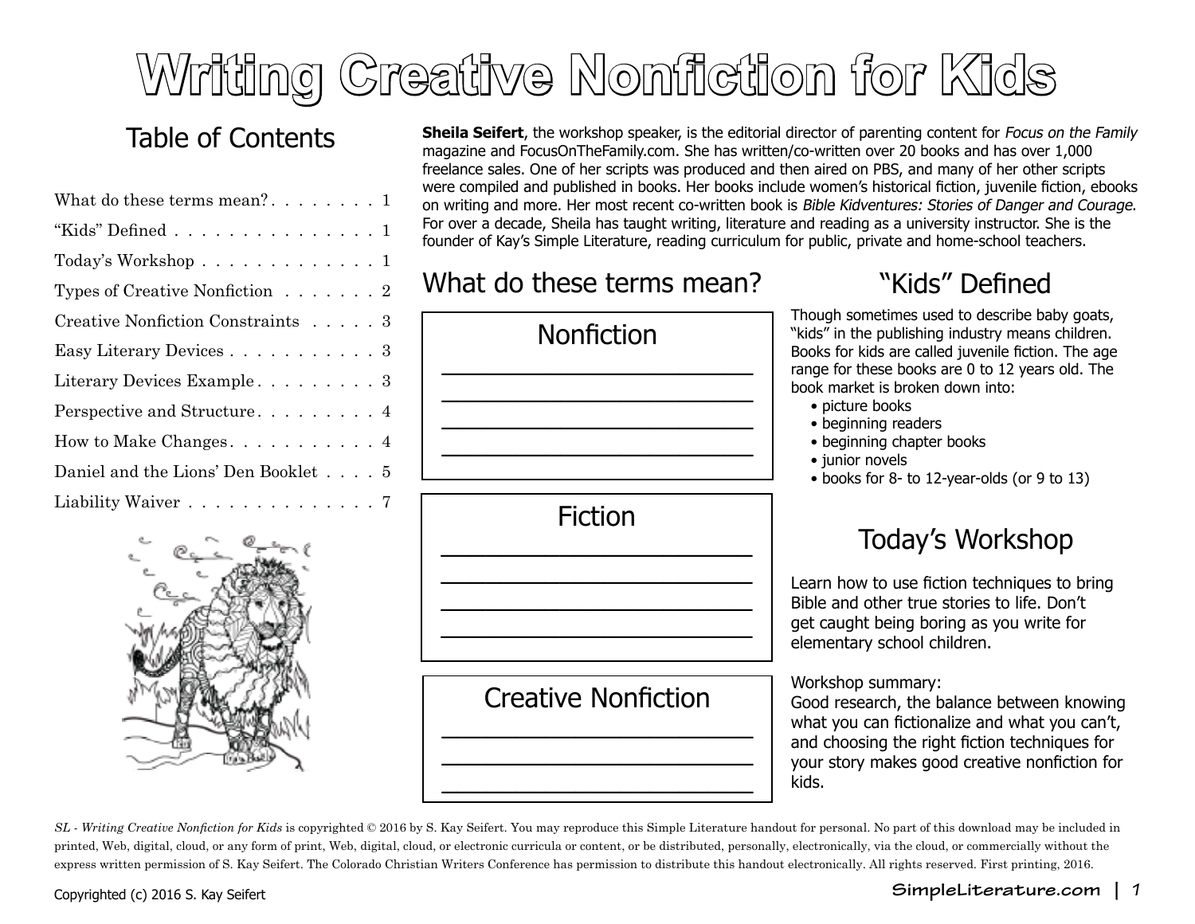# Writing Creative Nonfiction for Kids

## Table of Contents

| | |
|---|---|
| What do these terms mean? | 1 |
| "Kids" Defined | 1 |
| Today's Workshop | 1 |
| Types of Creative Nonfiction | 2 |
| Creative Nonfiction Constraints | 3 |
| Easy Literary Devices | 3 |
| Literary Devices Example | 3 |
| Perspective and Structure | 4 |
| How to Make Changes | 4 |
| Daniel and the Lions' Den Booklet | 5 |
| Liability Waiver | 7 |

**Sheila Seifert**, the workshop speaker, is the editorial director of parenting content for *Focus on the Family* magazine and FocusOnTheFamily.com. She has written/co-written over 20 books and has over 1,000 freelance sales. One of her scripts was produced and then aired on PBS, and many of her other scripts were compiled and published in books. Her books include women's historical fiction, juvenile fiction, ebooks on writing and more. Her most recent co-written book is *Bible Kidventures: Stories of Danger and Courage*. For over a decade, Sheila has taught writing, literature and reading as a university instructor. She is the founder of Kay's Simple Literature, reading curriculum for public, private and home-school teachers.

## What do these terms mean?

### Nonfiction

______________________________

______________________________

______________________________

______________________________

### Fiction

______________________________

______________________________

______________________________

______________________________

### Creative Nonfiction

______________________________

______________________________

______________________________

## "Kids" Defined

Though sometimes used to describe baby goats, "kids" in the publishing industry means children. Books for kids are called juvenile fiction. The age range for these books are 0 to 12 years old. The book market is broken down into:

- picture books
- beginning readers
- beginning chapter books
- junior novels
- books for 8- to 12-year-olds (or 9 to 13)

## Today's Workshop

Learn how to use fiction techniques to bring Bible and other true stories to life. Don't get caught being boring as you write for elementary school children.

Workshop summary:
Good research, the balance between knowing what you can fictionalize and what you can't, and choosing the right fiction techniques for your story makes good creative nonfiction for kids.

*SL - Writing Creative Nonfiction for Kids* is copyrighted © 2016 by S. Kay Seifert. You may reproduce this Simple Literature handout for personal. No part of this download may be included in printed, Web, digital, cloud, or any form of print, Web, digital, cloud, or electronic curricula or content, or be distributed, personally, electronically, via the cloud, or commercially without the express written permission of S. Kay Seifert. The Colorado Christian Writers Conference has permission to distribute this handout electronically. All rights reserved. First printing, 2016.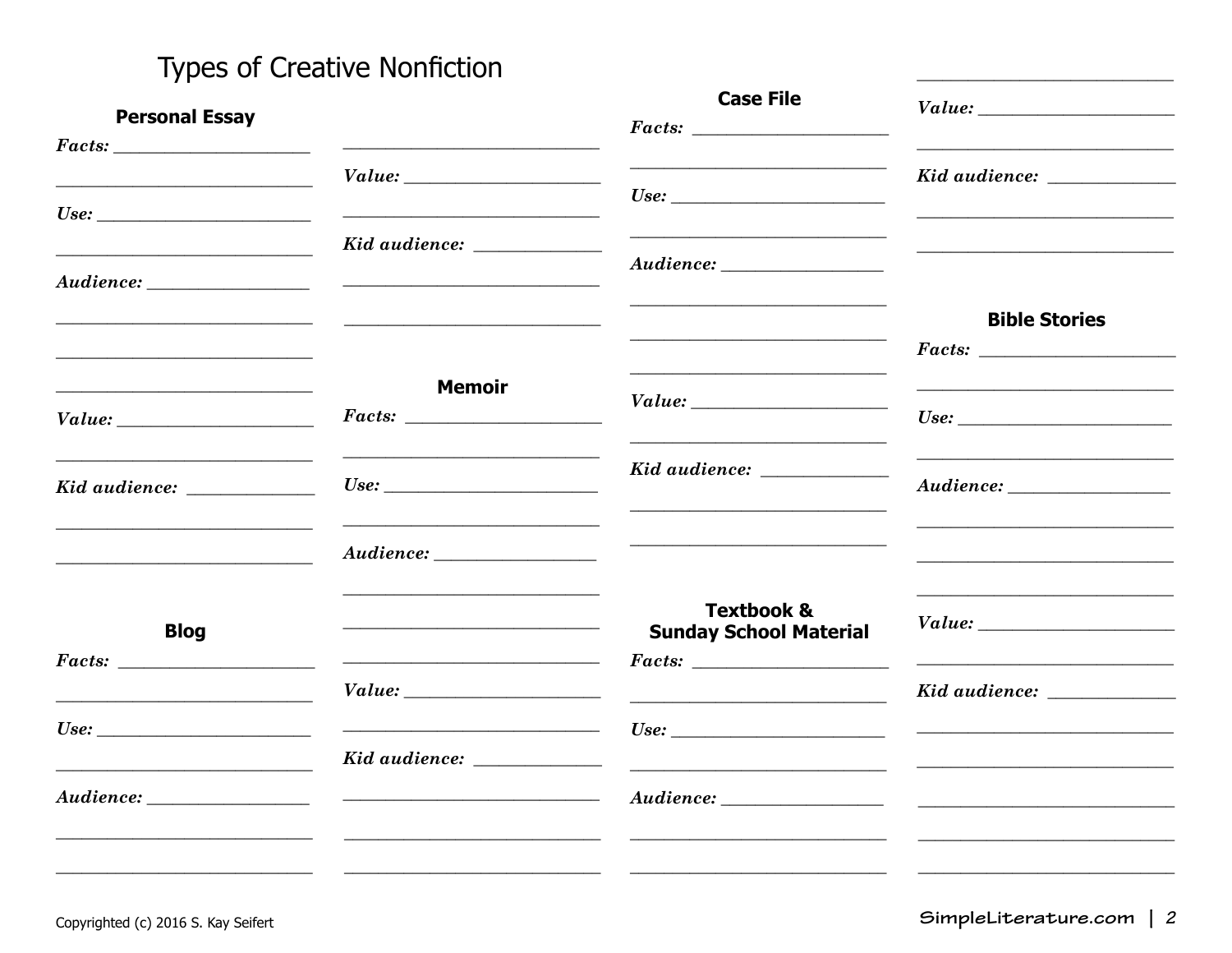# Types of Creative Nonfiction

## Personal Essay

*Facts:* ______________________

______________________________

*Use:* ________________________

______________________________

*Audience:* ___________________

______________________________

______________________________

______________________________

*Value:* ______________________

______________________________

*Kid audience:* ______________

______________________________

______________________________

______________________________

*Value:* ______________________

______________________________

*Kid audience:* ______________

______________________________

______________________________

## Blog

*Facts:* ______________________

______________________________

*Use:* ________________________

______________________________

*Audience:* ___________________

______________________________

______________________________

## Memoir

*Facts:* ______________________

______________________________

*Use:* ________________________

______________________________

*Audience:* ___________________

______________________________

______________________________

______________________________

*Value:* ______________________

______________________________

*Kid audience:* ______________

______________________________

______________________________

## Case File

*Facts:* ______________________

______________________________

*Use:* ________________________

______________________________

*Audience:* ___________________

______________________________

______________________________

______________________________

*Value:* ______________________

______________________________

*Kid audience:* ______________

______________________________

______________________________

## Textbook & Sunday School Material

*Facts:* ______________________

______________________________

*Use:* ________________________

______________________________

*Audience:* ___________________

______________________________

______________________________

______________________________

*Value:* ______________________

______________________________

*Kid audience:* ______________

______________________________

______________________________

## Bible Stories

*Facts:* ______________________

______________________________

*Use:* ________________________

______________________________

*Audience:* ___________________

______________________________

______________________________

______________________________

*Value:* ______________________

______________________________

*Kid audience:* ______________

______________________________

______________________________

______________________________

______________________________

______________________________

Copyrighted (c) 2016 S. Kay Seifert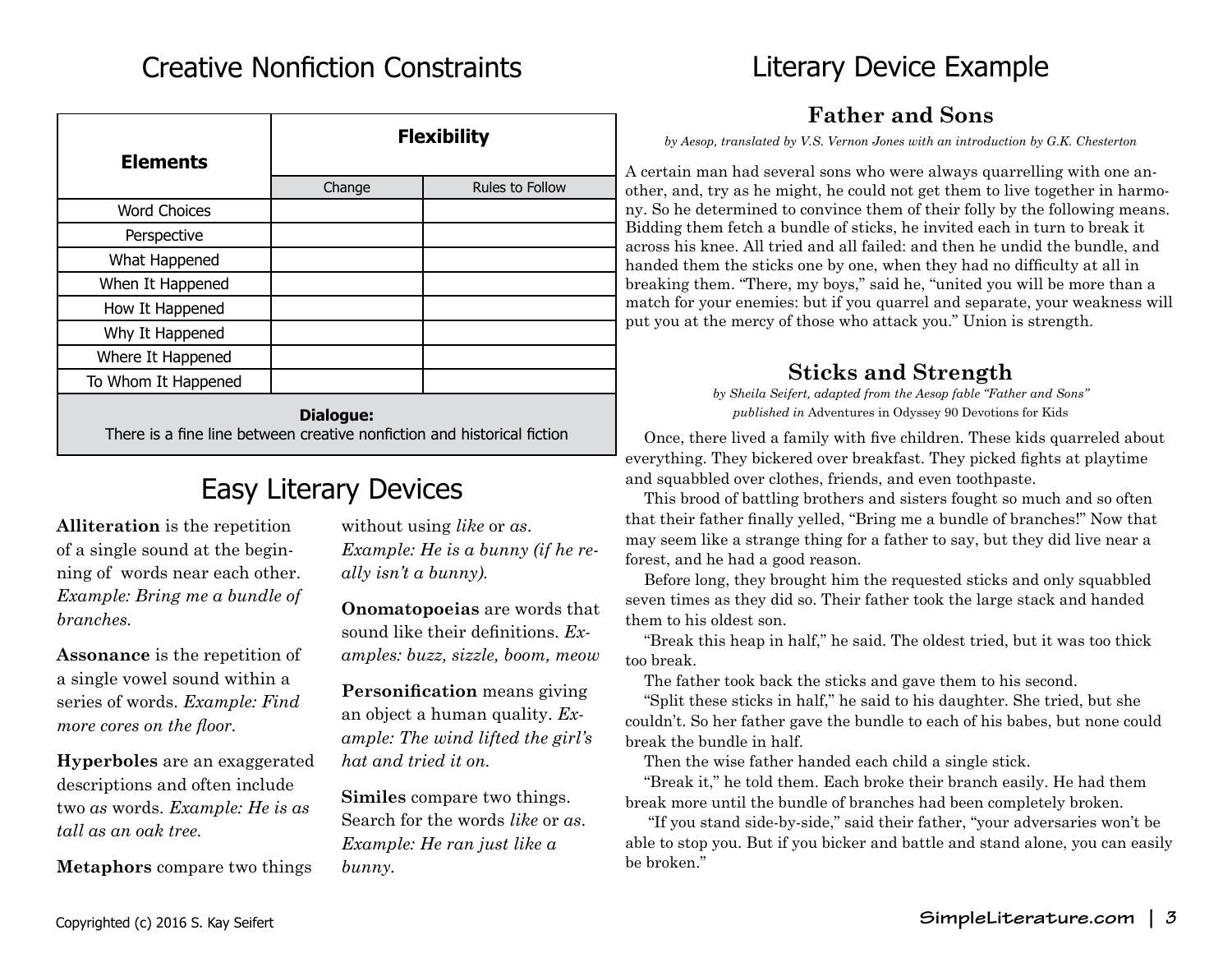# Creative Nonfiction Constraints

| Elements | Flexibility | |
|---|---|---|
| | Change | Rules to Follow |
| Word Choices | | |
| Perspective | | |
| What Happened | | |
| When It Happened | | |
| How It Happened | | |
| Why It Happened | | |
| Where It Happened | | |
| To Whom It Happened | | |

**Dialogue:**
There is a fine line between creative nonfiction and historical fiction

# Easy Literary Devices

**Alliteration** is the repetition of a single sound at the beginning of words near each other. *Example: Bring me a bundle of branches.*

**Assonance** is the repetition of a single vowel sound within a series of words. *Example: Find more cores on the floor.*

**Hyperboles** are an exaggerated descriptions and often include two *as* words. *Example: He is as tall as an oak tree.*

**Metaphors** compare two things without using *like* or *as*. *Example: He is a bunny (if he really isn't a bunny).*

**Onomatopoeias** are words that sound like their definitions. *Examples: buzz, sizzle, boom, meow*

**Personification** means giving an object a human quality. *Example: The wind lifted the girl's hat and tried it on.*

**Similes** compare two things. Search for the words *like* or *as*. *Example: He ran just like a bunny.*

# Literary Device Example

## Father and Sons

*by Aesop, translated by V.S. Vernon Jones with an introduction by G.K. Chesterton*

A certain man had several sons who were always quarrelling with one another, and, try as he might, he could not get them to live together in harmony. So he determined to convince them of their folly by the following means. Bidding them fetch a bundle of sticks, he invited each in turn to break it across his knee. All tried and all failed: and then he undid the bundle, and handed them the sticks one by one, when they had no difficulty at all in breaking them. "There, my boys," said he, "united you will be more than a match for your enemies: but if you quarrel and separate, your weakness will put you at the mercy of those who attack you." Union is strength.

## Sticks and Strength

*by Sheila Seifert, adapted from the Aesop fable "Father and Sons" published in* Adventures in Odyssey 90 Devotions for Kids

Once, there lived a family with five children. These kids quarreled about everything. They bickered over breakfast. They picked fights at playtime and squabbled over clothes, friends, and even toothpaste.

This brood of battling brothers and sisters fought so much and so often that their father finally yelled, "Bring me a bundle of branches!" Now that may seem like a strange thing for a father to say, but they did live near a forest, and he had a good reason.

Before long, they brought him the requested sticks and only squabbled seven times as they did so. Their father took the large stack and handed them to his oldest son.

"Break this heap in half," he said. The oldest tried, but it was too thick too break.

The father took back the sticks and gave them to his second.

"Split these sticks in half," he said to his daughter. She tried, but she couldn't. So her father gave the bundle to each of his babes, but none could break the bundle in half.

Then the wise father handed each child a single stick.

"Break it," he told them. Each broke their branch easily. He had them break more until the bundle of branches had been completely broken.

"If you stand side-by-side," said their father, "your adversaries won't be able to stop you. But if you bicker and battle and stand alone, you can easily be broken."

Copyrighted (c) 2016 S. Kay Seifert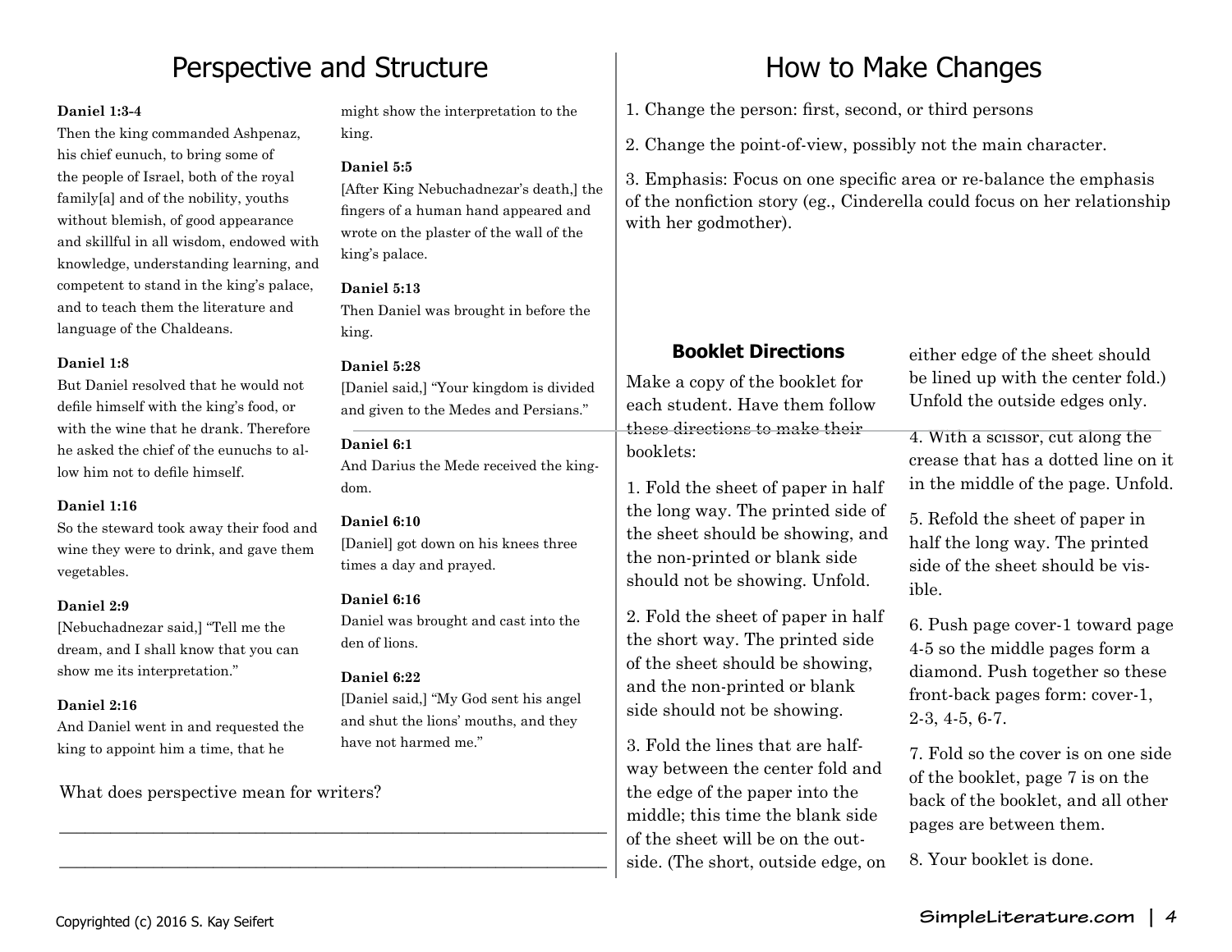# Perspective and Structure

**Daniel 1:3-4**
Then the king commanded Ashpenaz, his chief eunuch, to bring some of the people of Israel, both of the royal family[a] and of the nobility, youths without blemish, of good appearance and skillful in all wisdom, endowed with knowledge, understanding learning, and competent to stand in the king's palace, and to teach them the literature and language of the Chaldeans.

**Daniel 1:8**
But Daniel resolved that he would not defile himself with the king's food, or with the wine that he drank. Therefore he asked the chief of the eunuchs to allow him not to defile himself.

**Daniel 1:16**
So the steward took away their food and wine they were to drink, and gave them vegetables.

**Daniel 2:9**
[Nebuchadnezar said,] "Tell me the dream, and I shall know that you can show me its interpretation."

**Daniel 2:16**
And Daniel went in and requested the king to appoint him a time, that he might show the interpretation to the king.

**Daniel 5:5**
[After King Nebuchadnezar's death,] the fingers of a human hand appeared and wrote on the plaster of the wall of the king's palace.

**Daniel 5:13**
Then Daniel was brought in before the king.

**Daniel 5:28**
[Daniel said,] "Your kingdom is divided and given to the Medes and Persians."

**Daniel 6:1**
And Darius the Mede received the kingdom.

**Daniel 6:10**
[Daniel] got down on his knees three times a day and prayed.

**Daniel 6:16**
Daniel was brought and cast into the den of lions.

**Daniel 6:22**
[Daniel said,] "My God sent his angel and shut the lions' mouths, and they have not harmed me."

What does perspective mean for writers?

\_\_\_\_\_\_\_\_\_\_\_\_\_\_\_\_\_\_\_\_\_\_\_\_\_\_\_\_\_\_\_\_\_\_\_\_\_\_\_\_\_\_\_\_\_\_\_\_\_\_\_\_\_\_\_\_

\_\_\_\_\_\_\_\_\_\_\_\_\_\_\_\_\_\_\_\_\_\_\_\_\_\_\_\_\_\_\_\_\_\_\_\_\_\_\_\_\_\_\_\_\_\_\_\_\_\_\_\_\_\_\_\_

# How to Make Changes

1. Change the person: first, second, or third persons
2. Change the point-of-view, possibly not the main character.
3. Emphasis: Focus on one specific area or re-balance the emphasis of the nonfiction story (eg., Cinderella could focus on her relationship with her godmother).

### Booklet Directions

Make a copy of the booklet for each student. Have them follow these directions to make their booklets:

1. Fold the sheet of paper in half the long way. The printed side of the sheet should be showing, and the non-printed or blank side should not be showing. Unfold.
2. Fold the sheet of paper in half the short way. The printed side of the sheet should be showing, and the non-printed or blank side should not be showing.
3. Fold the lines that are halfway between the center fold and the edge of the paper into the middle; this time the blank side of the sheet will be on the outside. (The short, outside edge, on either edge of the sheet should be lined up with the center fold.) Unfold the outside edges only.
4. With a scissor, cut along the crease that has a dotted line on it in the middle of the page. Unfold.
5. Refold the sheet of paper in half the long way. The printed side of the sheet should be visible.
6. Push page cover-1 toward page 4-5 so the middle pages form a diamond. Push together so these front-back pages form: cover-1, 2-3, 4-5, 6-7.
7. Fold so the cover is on one side of the booklet, page 7 is on the back of the booklet, and all other pages are between them.
8. Your booklet is done.

Copyrighted (c) 2016 S. Kay Seifert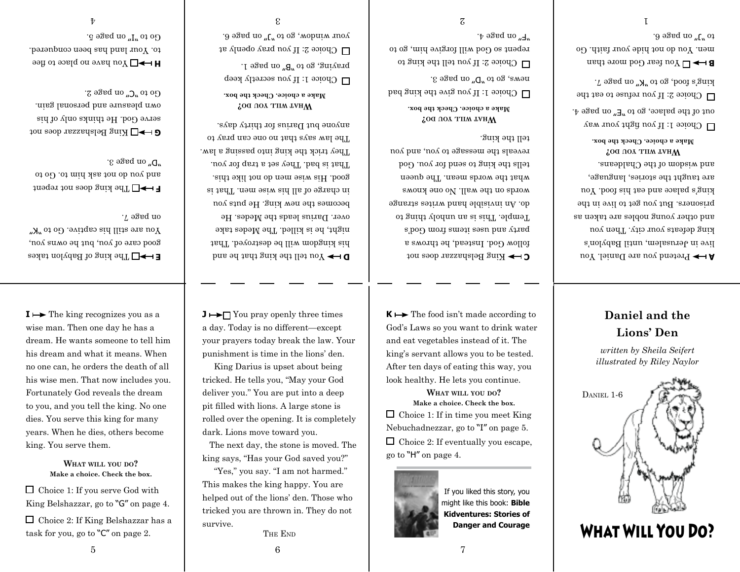**A** ➞ Pretend you are Daniel. You live in Jerusalem, until Babylon's king defeats your city. Then you and other young nobles are taken as prisoners. But you get to live in the king's palace and eat his food. You are taught the stories, language, and wisdom of the Chaldeans.

**What will you do?**
**Make a choice. Check the box.**

☐ Choice 1: If you fight your way out of the palace, go to "E" on page 4.

☐ Choice 2: If you refuse to eat the king's food, go to "K" on page 7.

**B** ➞ ☐ You fear God more than men. You do not hide your faith. Go to "J" on page 6.

**C** ➞ King Belshazzar does not follow God. Instead, he throws a party and uses items from God's Temple. This is an unholy thing to do. An invisible hand writes strange words on the wall. No one knows what the words mean. The queen tells the king to send for you. God reveals the message to you, and you tell the king.

**What will you do?**
**Make a choice. Check the box.**

☐ Choice 1: If you give the king bad news, go to "D" on page 3.

☐ Choice 2: If you tell the king to repent so God will forgive him, go to "F" on page 4.

**D** ➞ You tell the king that he and his kingdom will be destroyed. That night, he is killed. The Medes take over. Darius leads the Medes. He becomes the new king. He puts you in charge of all his wise men. That is good. His wise men do not like this. That is bad. They set a trap for you. They trick the king into passing a law. The law says that no one can pray to anyone but Darius for thirty days.

**What will you do?**
**Make a choice. Check the box.**

☐ Choice 1: If you secretly keep praying, go to "B" on page 1.

☐ Choice 2: If you pray openly at your window, go to "J" on page 6.

**E** ➞ ☐ The king of Babylon takes good care of you, but he owns you. You are still his captive. Go to "K" on page 7.

**F** ➞ ☐ The king does not repent and you do not ask him to. Go to "D" on page 3.

**G** ➞ ☐ King Belshazzar does not serve God. He thinks only of his own pleasure and personal gain. Go to "C" on page 2.

**H** ➞ ☐ You have no place to flee to. Your land has been conquered. Go to "I" on page 5.

**I** ➞ The king recognizes you as a wise man. Then one day he has a dream. He wants someone to tell him his dream and what it means. When no one can, he orders the death of all his wise men. That now includes you. Fortunately God reveals the dream to you, and you tell the king. No one dies. You serve this king for many years. When he dies, others become king. You serve them.

**What will you do?**
**Make a choice. Check the box.**

☐ Choice 1: If you serve God with King Belshazzar, go to "G" on page 4.

☐ Choice 2: If King Belshazzar has a task for you, go to "C" on page 2.

**J** ➞ ☐ You pray openly three times a day. Today is no different—except your prayers today break the law. Your punishment is time in the lions' den.

King Darius is upset about being tricked. He tells you, "May your God deliver you." You are put into a deep pit filled with lions. A large stone is rolled over the opening. It is completely dark. Lions move toward you.

The next day, the stone is moved. The king says, "Has your God saved you?"

"Yes," you say. "I am not harmed." This makes the king happy. You are helped out of the lions' den. Those who tricked you are thrown in. They do not survive.

The End

**K** ➞ The food isn't made according to God's Laws so you want to drink water and eat vegetables instead of it. The king's servant allows you to be tested. After ten days of eating this way, you look healthy. He lets you continue.

**What will you do?**
**Make a choice. Check the box.**

☐ Choice 1: If in time you meet King Nebuchadnezzar, go to "I" on page 5.

☐ Choice 2: If eventually you escape, go to "H" on page 4.

If you liked this story, you might like this book: **Bible Kidventures: Stories of Danger and Courage**

# Daniel and the Lions' Den

*written by Sheila Seifert*
*illustrated by Riley Naylor*

Daniel 1-6

# What Will You Do?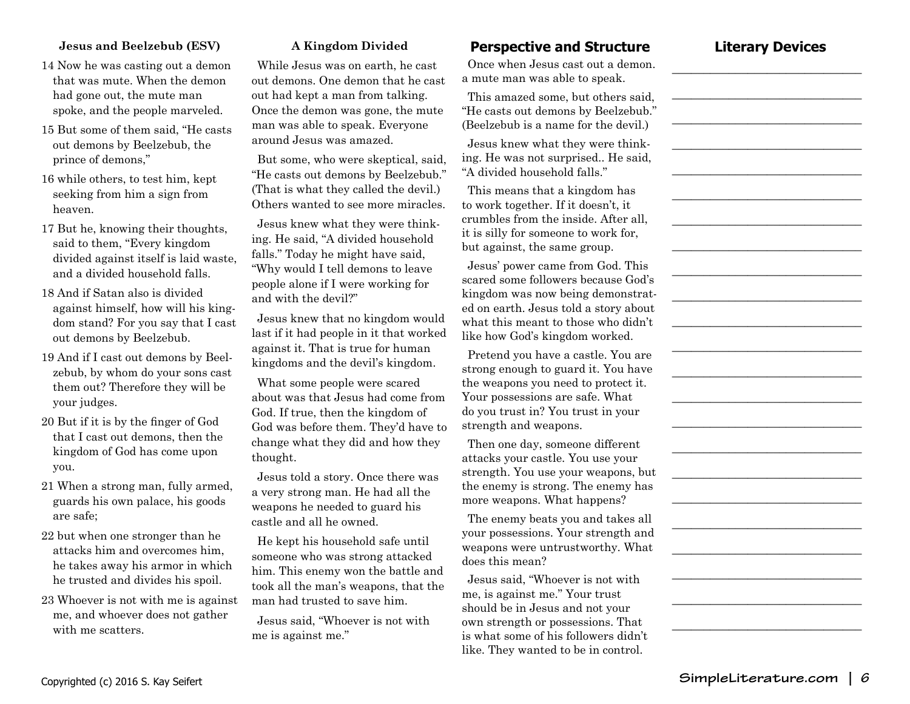### Jesus and Beelzebub (ESV)

14 Now he was casting out a demon that was mute. When the demon had gone out, the mute man spoke, and the people marveled.

15 But some of them said, "He casts out demons by Beelzebub, the prince of demons,"

16 while others, to test him, kept seeking from him a sign from heaven.

17 But he, knowing their thoughts, said to them, "Every kingdom divided against itself is laid waste, and a divided household falls.

18 And if Satan also is divided against himself, how will his kingdom stand? For you say that I cast out demons by Beelzebub.

19 And if I cast out demons by Beelzebub, by whom do your sons cast them out? Therefore they will be your judges.

20 But if it is by the finger of God that I cast out demons, then the kingdom of God has come upon you.

21 When a strong man, fully armed, guards his own palace, his goods are safe;

22 but when one stronger than he attacks him and overcomes him, he takes away his armor in which he trusted and divides his spoil.

23 Whoever is not with me is against me, and whoever does not gather with me scatters.

### A Kingdom Divided

While Jesus was on earth, he cast out demons. One demon that he cast out had kept a man from talking. Once the demon was gone, the mute man was able to speak. Everyone around Jesus was amazed.

But some, who were skeptical, said, "He casts out demons by Beelzebub." (That is what they called the devil.) Others wanted to see more miracles.

Jesus knew what they were thinking. He said, "A divided household falls." Today he might have said, "Why would I tell demons to leave people alone if I were working for and with the devil?"

Jesus knew that no kingdom would last if it had people in it that worked against it. That is true for human kingdoms and the devil's kingdom.

What some people were scared about was that Jesus had come from God. If true, then the kingdom of God was before them. They'd have to change what they did and how they thought.

Jesus told a story. Once there was a very strong man. He had all the weapons he needed to guard his castle and all he owned.

He kept his household safe until someone who was strong attacked him. This enemy won the battle and took all the man's weapons, that the man had trusted to save him.

Jesus said, "Whoever is not with me is against me."

## Perspective and Structure

Once when Jesus cast out a demon. a mute man was able to speak.

This amazed some, but others said, "He casts out demons by Beelzebub." (Beelzebub is a name for the devil.)

Jesus knew what they were thinking. He was not surprised.. He said, "A divided household falls."

This means that a kingdom has to work together. If it doesn't, it crumbles from the inside. After all, it is silly for someone to work for, but against, the same group.

Jesus' power came from God. This scared some followers because God's kingdom was now being demonstrated on earth. Jesus told a story about what this meant to those who didn't like how God's kingdom worked.

Pretend you have a castle. You are strong enough to guard it. You have the weapons you need to protect it. Your possessions are safe. What do you trust in? You trust in your strength and weapons.

Then one day, someone different attacks your castle. You use your strength. You use your weapons, but the enemy is strong. The enemy has more weapons. What happens?

The enemy beats you and takes all your possessions. Your strength and weapons were untrustworthy. What does this mean?

Jesus said, "Whoever is not with me, is against me." Your trust should be in Jesus and not your own strength or possessions. That is what some of his followers didn't like. They wanted to be in control.

## Literary Devices

______________________________

______________________________

______________________________

______________________________

______________________________

______________________________

______________________________

______________________________

______________________________

______________________________

______________________________

______________________________

______________________________

______________________________

______________________________

______________________________

______________________________

______________________________

______________________________

______________________________

______________________________

______________________________

______________________________

Copyrighted (c) 2016 S. Kay Seifert

SimpleLiterature.com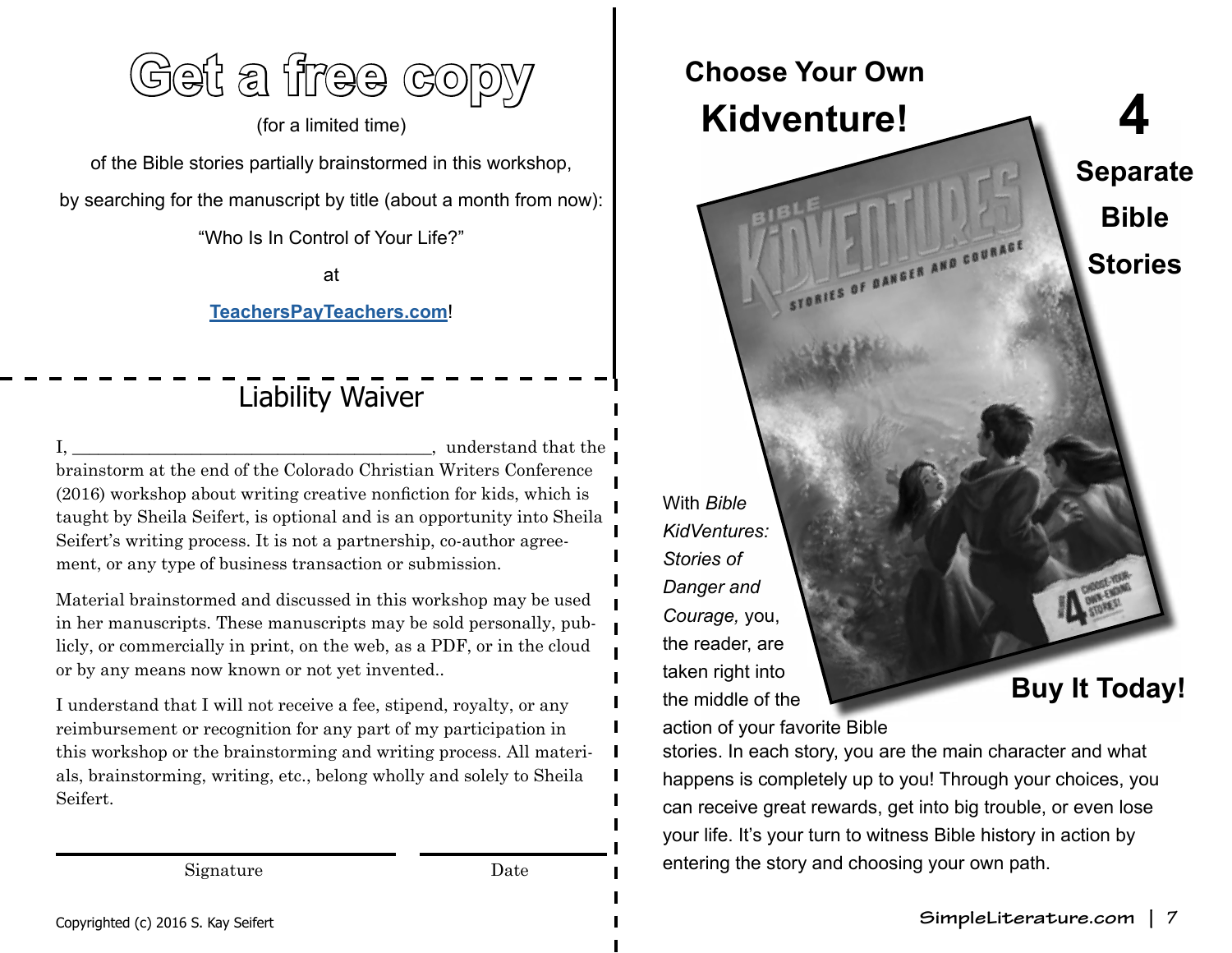# Get a free copy

(for a limited time)

of the Bible stories partially brainstormed in this workshop,

by searching for the manuscript by title (about a month from now):

“Who Is In Control of Your Life?”

at

[TeachersPayTeachers.com](TeachersPayTeachers.com)!

## Liability Waiver

I, ________________________________________, understand that the brainstorm at the end of the Colorado Christian Writers Conference (2016) workshop about writing creative nonfiction for kids, which is taught by Sheila Seifert, is optional and is an opportunity into Sheila Seifert’s writing process. It is not a partnership, co-author agreement, or any type of business transaction or submission.

Material brainstormed and discussed in this workshop may be used in her manuscripts. These manuscripts may be sold personally, publicly, or commercially in print, on the web, as a PDF, or in the cloud or by any means now known or not yet invented..

I understand that I will not receive a fee, stipend, royalty, or any reimbursement or recognition for any part of my participation in this workshop or the brainstorming and writing process. All materials, brainstorming, writing, etc., belong wholly and solely to Sheila Seifert.

Signature ____________________ Date ____________

Copyrighted (c) 2016 S. Kay Seifert

## Choose Your Own Kidventure!

**4 Separate Bible Stories**

BIBLE KIDVENTURES

STORIES OF DANGER AND COURAGE

4 CHOOSE-YOUR-OWN-ENDING STORIES!

With *Bible KidVentures: Stories of Danger and Courage,* you, the reader, are taken right into the middle of the action of your favorite Bible stories. In each story, you are the main character and what happens is completely up to you! Through your choices, you can receive great rewards, get into big trouble, or even lose your life. It’s your turn to witness Bible history in action by entering the story and choosing your own path.

**Buy It Today!**

SimpleLiterature.com